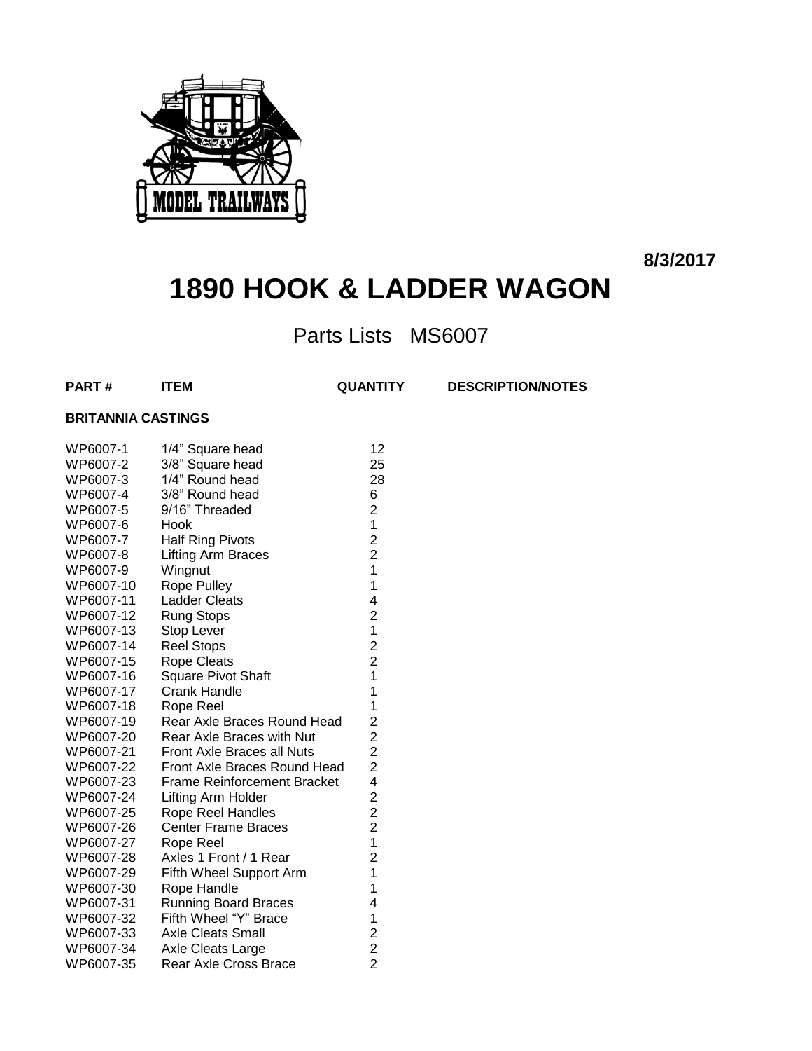8/3/2017

# 1890 HOOK & LADDER WAGON

## Parts Lists MS6007

| PART # | ITEM | QUANTITY | DESCRIPTION/NOTES |
|---|---|---|---|
| **BRITANNIA CASTINGS** | | | |
| WP6007-1 | 1/4" Square head | 12 | |
| WP6007-2 | 3/8" Square head | 25 | |
| WP6007-3 | 1/4" Round head | 28 | |
| WP6007-4 | 3/8" Round head | 6 | |
| WP6007-5 | 9/16" Threaded | 2 | |
| WP6007-6 | Hook | 1 | |
| WP6007-7 | Half Ring Pivots | 2 | |
| WP6007-8 | Lifting Arm Braces | 2 | |
| WP6007-9 | Wingnut | 1 | |
| WP6007-10 | Rope Pulley | 1 | |
| WP6007-11 | Ladder Cleats | 4 | |
| WP6007-12 | Rung Stops | 2 | |
| WP6007-13 | Stop Lever | 1 | |
| WP6007-14 | Reel Stops | 2 | |
| WP6007-15 | Rope Cleats | 2 | |
| WP6007-16 | Square Pivot Shaft | 1 | |
| WP6007-17 | Crank Handle | 1 | |
| WP6007-18 | Rope Reel | 1 | |
| WP6007-19 | Rear Axle Braces Round Head | 2 | |
| WP6007-20 | Rear Axle Braces with Nut | 2 | |
| WP6007-21 | Front Axle Braces all Nuts | 2 | |
| WP6007-22 | Front Axle Braces Round Head | 2 | |
| WP6007-23 | Frame Reinforcement Bracket | 4 | |
| WP6007-24 | Lifting Arm Holder | 2 | |
| WP6007-25 | Rope Reel Handles | 2 | |
| WP6007-26 | Center Frame Braces | 2 | |
| WP6007-27 | Rope Reel | 1 | |
| WP6007-28 | Axles 1 Front / 1 Rear | 2 | |
| WP6007-29 | Fifth Wheel Support Arm | 1 | |
| WP6007-30 | Rope Handle | 1 | |
| WP6007-31 | Running Board Braces | 4 | |
| WP6007-32 | Fifth Wheel "Y" Brace | 1 | |
| WP6007-33 | Axle Cleats Small | 2 | |
| WP6007-34 | Axle Cleats Large | 2 | |
| WP6007-35 | Rear Axle Cross Brace | 2 | |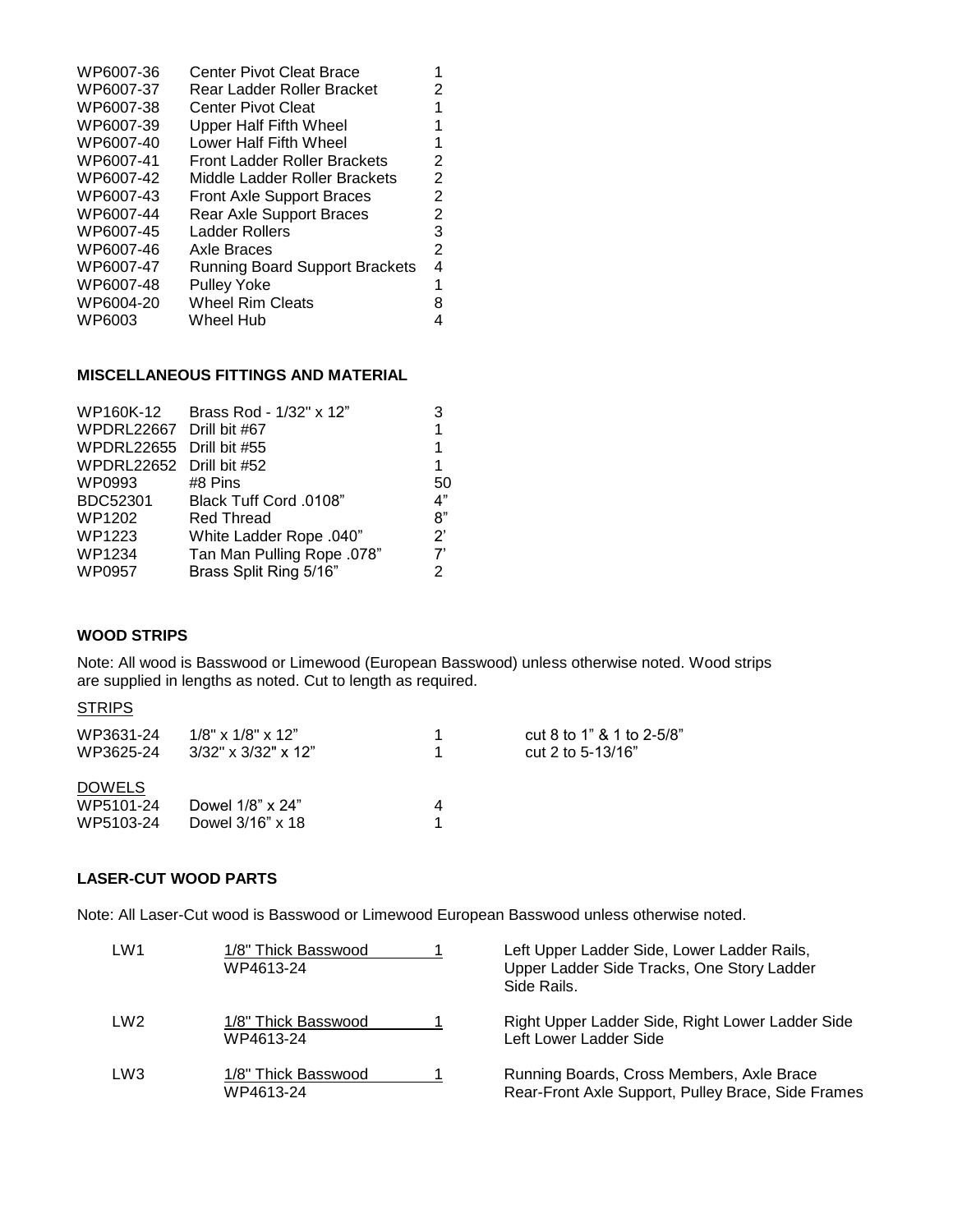| | | |
|---|---|---|
| WP6007-36 | Center Pivot Cleat Brace | 1 |
| WP6007-37 | Rear Ladder Roller Bracket | 2 |
| WP6007-38 | Center Pivot Cleat | 1 |
| WP6007-39 | Upper Half Fifth Wheel | 1 |
| WP6007-40 | Lower Half Fifth Wheel | 1 |
| WP6007-41 | Front Ladder Roller Brackets | 2 |
| WP6007-42 | Middle Ladder Roller Brackets | 2 |
| WP6007-43 | Front Axle Support Braces | 2 |
| WP6007-44 | Rear Axle Support Braces | 2 |
| WP6007-45 | Ladder Rollers | 3 |
| WP6007-46 | Axle Braces | 2 |
| WP6007-47 | Running Board Support Brackets | 4 |
| WP6007-48 | Pulley Yoke | 1 |
| WP6004-20 | Wheel Rim Cleats | 8 |
| WP6003 | Wheel Hub | 4 |

**MISCELLANEOUS FITTINGS AND MATERIAL**

| | | |
|---|---|---|
| WP160K-12 | Brass Rod - 1/32" x 12" | 3 |
| WPDRL22667 | Drill bit #67 | 1 |
| WPDRL22655 | Drill bit #55 | 1 |
| WPDRL22652 | Drill bit #52 | 1 |
| WP0993 | #8 Pins | 50 |
| BDC52301 | Black Tuff Cord .0108" | 4" |
| WP1202 | Red Thread | 8" |
| WP1223 | White Ladder Rope .040" | 2' |
| WP1234 | Tan Man Pulling Rope .078" | 7' |
| WP0957 | Brass Split Ring 5/16" | 2 |

**WOOD STRIPS**

Note: All wood is Basswood or Limewood (European Basswood) unless otherwise noted. Wood strips are supplied in lengths as noted. Cut to length as required.

STRIPS

| | | | |
|---|---|---|---|
| WP3631-24 | 1/8" x 1/8" x 12" | 1 | cut 8 to 1" & 1 to 2-5/8" |
| WP3625-24 | 3/32" x 3/32" x 12" | 1 | cut 2 to 5-13/16" |

DOWELS

| | | |
|---|---|---|
| WP5101-24 | Dowel 1/8" x 24" | 4 |
| WP5103-24 | Dowel 3/16" x 18 | 1 |

**LASER-CUT WOOD PARTS**

Note: All Laser-Cut wood is Basswood or Limewood European Basswood unless otherwise noted.

| | | | |
|---|---|---|---|
| LW1 | 1/8" Thick Basswood<br>WP4613-24 | 1 | Left Upper Ladder Side, Lower Ladder Rails, Upper Ladder Side Tracks, One Story Ladder Side Rails. |
| LW2 | 1/8" Thick Basswood<br>WP4613-24 | 1 | Right Upper Ladder Side, Right Lower Ladder Side Left Lower Ladder Side |
| LW3 | 1/8" Thick Basswood<br>WP4613-24 | 1 | Running Boards, Cross Members, Axle Brace Rear-Front Axle Support, Pulley Brace, Side Frames |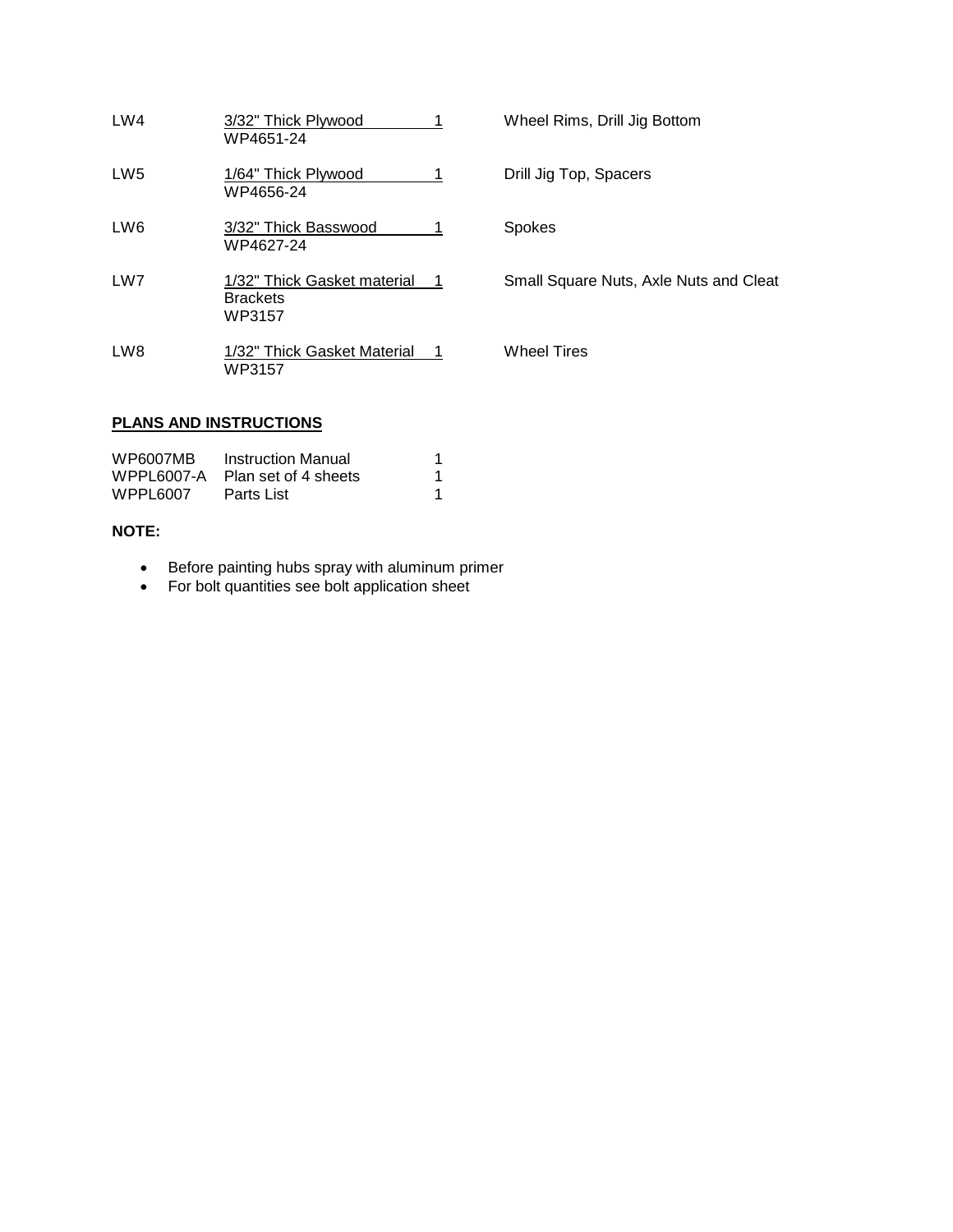| | | | |
|---|---|---|---|
| LW4 | 3/32" Thick Plywood<br>WP4651-24 | 1 | Wheel Rims, Drill Jig Bottom |
| LW5 | 1/64" Thick Plywood<br>WP4656-24 | 1 | Drill Jig Top, Spacers |
| LW6 | 3/32" Thick Basswood<br>WP4627-24 | 1 | Spokes |
| LW7 | 1/32" Thick Gasket material<br>Brackets<br>WP3157 | 1 | Small Square Nuts, Axle Nuts and Cleat |
| LW8 | 1/32" Thick Gasket Material<br>WP3157 | 1 | Wheel Tires |

## PLANS AND INSTRUCTIONS

| | | |
|---|---|---|
| WP6007MB | Instruction Manual | 1 |
| WPPL6007-A | Plan set of 4 sheets | 1 |
| WPPL6007 | Parts List | 1 |

**NOTE:**

- Before painting hubs spray with aluminum primer
- For bolt quantities see bolt application sheet